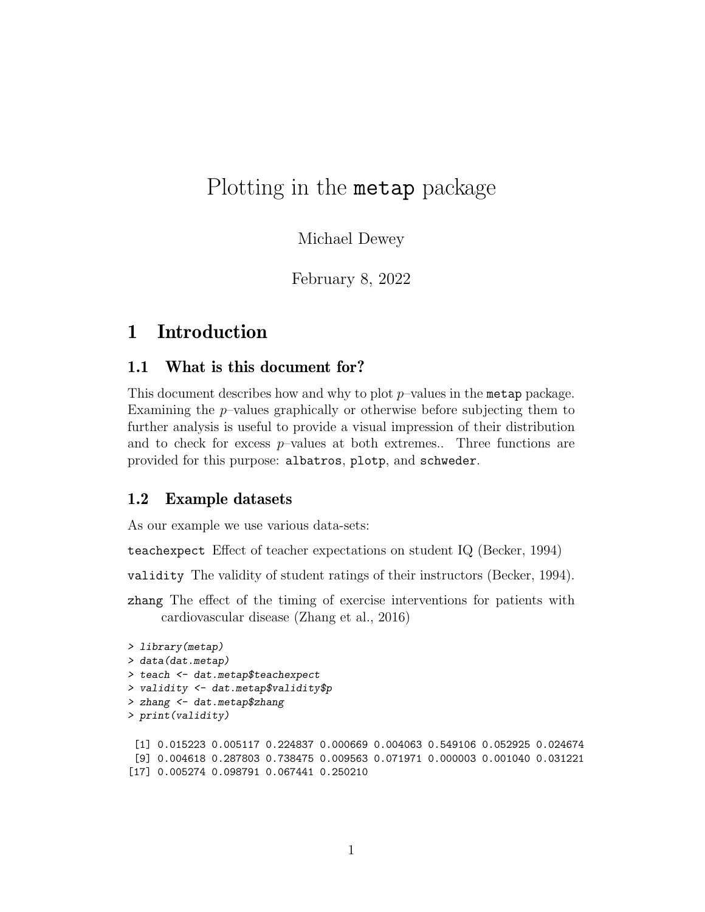# Plotting in the `metap` package

Michael Dewey

February 8, 2022

## 1 Introduction

### 1.1 What is this document for?

This document describes how and why to plot $p$–values in the `metap` package. Examining the $p$–values graphically or otherwise before subjecting them to further analysis is useful to provide a visual impression of their distribution and to check for excess $p$–values at both extremes.. Three functions are provided for this purpose: `albatros`, `plotp`, and `schweder`.

### 1.2 Example datasets

As our example we use various data-sets:

`teachexpect` Effect of teacher expectations on student IQ (Becker, 1994)

`validity` The validity of student ratings of their instructors (Becker, 1994).

`zhang` The effect of the timing of exercise interventions for patients with cardiovascular disease (Zhang et al., 2016)

```
> library(metap)
> data(dat.metap)
> teach <- dat.metap$teachexpect
> validity <- dat.metap$validity$p
> zhang <- dat.metap$zhang
> print(validity)

 [1] 0.015223 0.005117 0.224837 0.000669 0.004063 0.549106 0.052925 0.024674
 [9] 0.004618 0.287803 0.738475 0.009563 0.071971 0.000003 0.001040 0.031221
[17] 0.005274 0.098791 0.067441 0.250210
```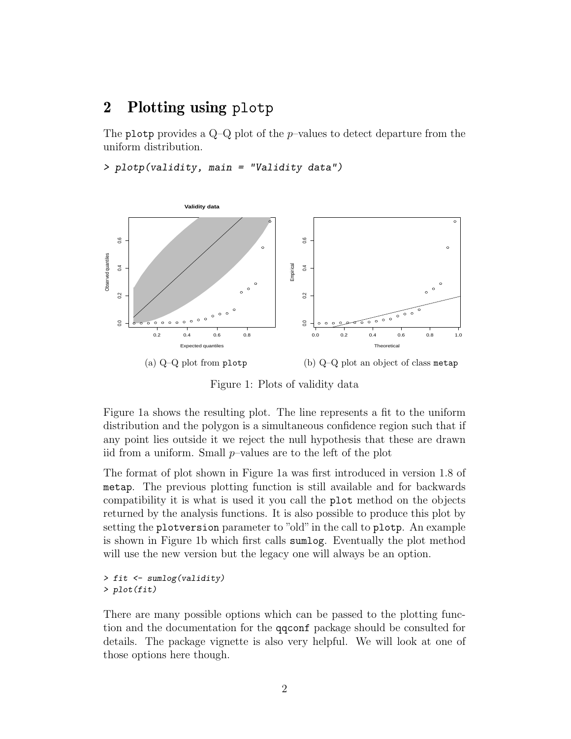## 2 Plotting using `plotp`

The `plotp` provides a Q–Q plot of the $p$–values to detect departure from the uniform distribution.

```
> plotp(validity, main = "Validity data")
```

(a) Q–Q plot from `plotp`

(b) Q–Q plot an object of class `metap`

Figure 1: Plots of validity data

Figure 1a shows the resulting plot. The line represents a fit to the uniform distribution and the polygon is a simultaneous confidence region such that if any point lies outside it we reject the null hypothesis that these are drawn iid from a uniform. Small $p$–values are to the left of the plot

The format of plot shown in Figure 1a was first introduced in version 1.8 of `metap`. The previous plotting function is still available and for backwards compatibility it is what is used it you call the `plot` method on the objects returned by the analysis functions. It is also possible to produce this plot by setting the `plotversion` parameter to "old" in the call to `plotp`. An example is shown in Figure 1b which first calls `sumlog`. Eventually the plot method will use the new version but the legacy one will always be an option.

```
> fit <- sumlog(validity)
> plot(fit)
```

There are many possible options which can be passed to the plotting function and the documentation for the `qqconf` package should be consulted for details. The package vignette is also very helpful. We will look at one of those options here though.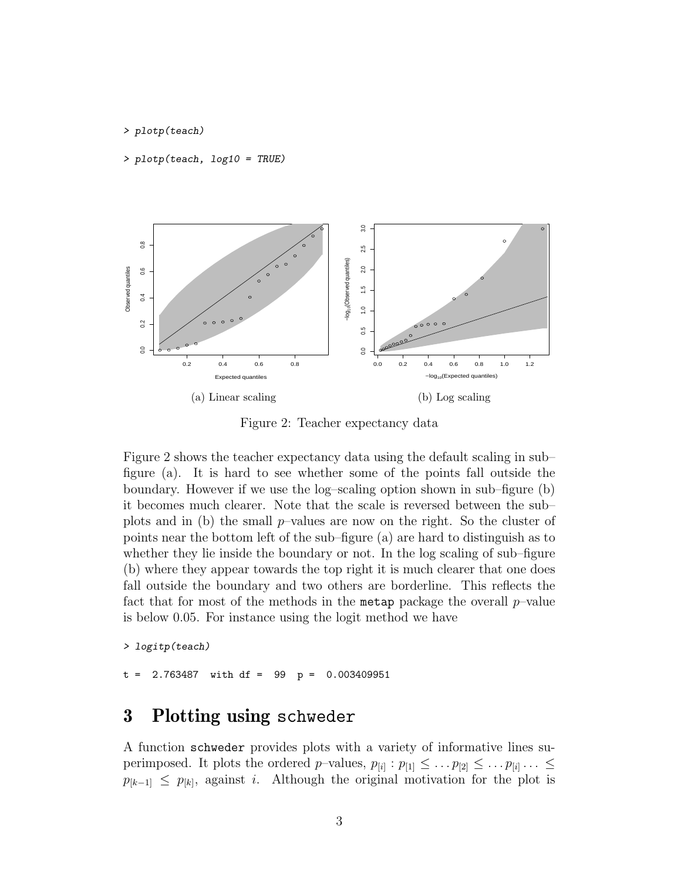```
> plotp(teach)
> plotp(teach, log10 = TRUE)
```

(a) Linear scaling

(b) Log scaling

Figure 2: Teacher expectancy data

Figure 2 shows the teacher expectancy data using the default scaling in sub–figure (a). It is hard to see whether some of the points fall outside the boundary. However if we use the log–scaling option shown in sub–figure (b) it becomes much clearer. Note that the scale is reversed between the sub–plots and in (b) the small $p$–values are now on the right. So the cluster of points near the bottom left of the sub–figure (a) are hard to distinguish as to whether they lie inside the boundary or not. In the log scaling of sub–figure (b) where they appear towards the top right it is much clearer that one does fall outside the boundary and two others are borderline. This reflects the fact that for most of the methods in the `metap` package the overall $p$–value is below 0.05. For instance using the logit method we have

```
> logitp(teach)
t =  2.763487  with df =  99  p =  0.003409951
```

## 3 Plotting using `schweder`

A function `schweder` provides plots with a variety of informative lines superimposed. It plots the ordered $p$–values, $p_{[i]} : p_{[1]} \leq \ldots p_{[2]} \leq \ldots p_{[i]} \ldots \leq p_{[k-1]} \leq p_{[k]}$, against $i$. Although the original motivation for the plot is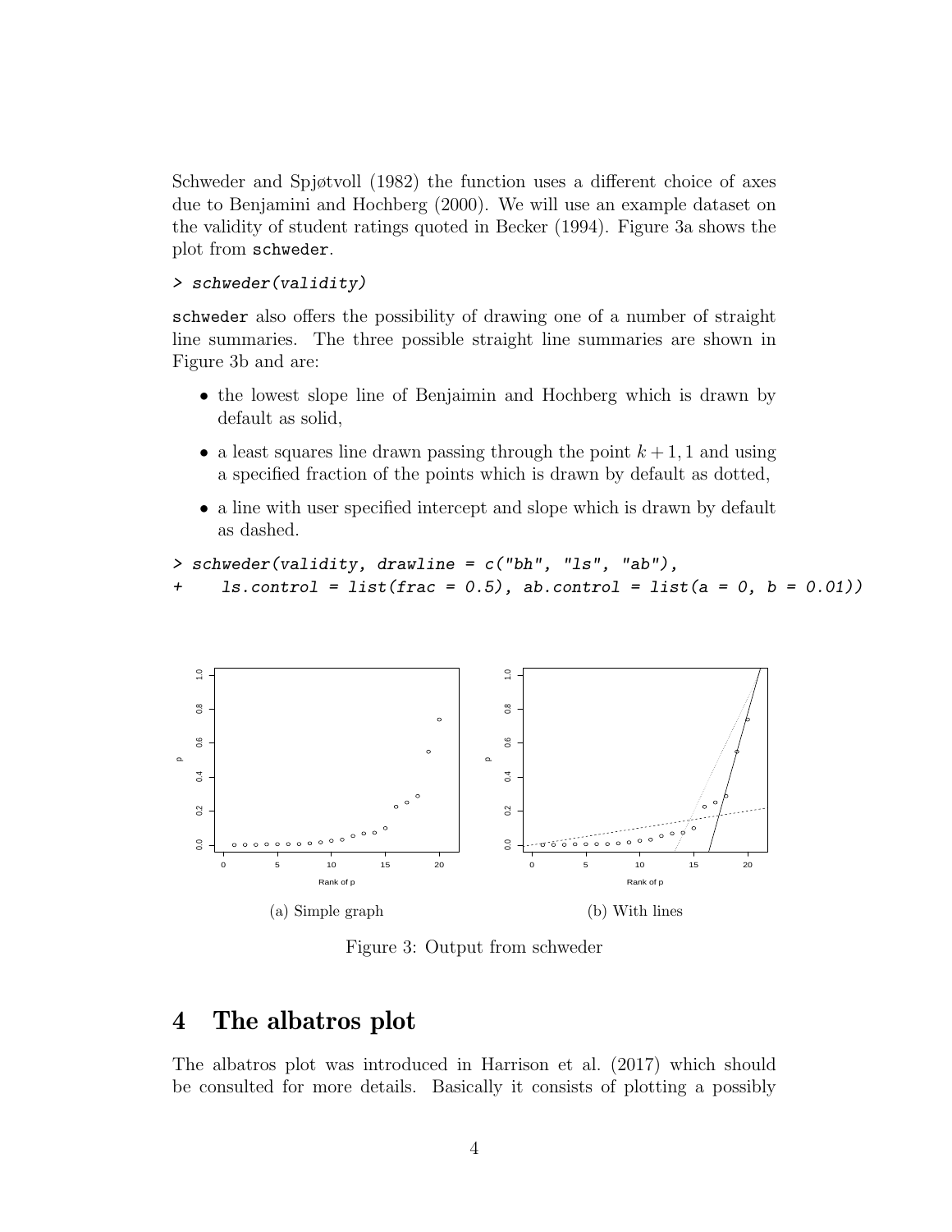Schweder and Spjøtvoll (1982) the function uses a different choice of axes due to Benjamini and Hochberg (2000). We will use an example dataset on the validity of student ratings quoted in Becker (1994). Figure 3a shows the plot from `schweder`.

```
> schweder(validity)
```

`schweder` also offers the possibility of drawing one of a number of straight line summaries. The three possible straight line summaries are shown in Figure 3b and are:

- the lowest slope line of Benjaimin and Hochberg which is drawn by default as solid,
- a least squares line drawn passing through the point $k + 1, 1$ and using a specified fraction of the points which is drawn by default as dotted,
- a line with user specified intercept and slope which is drawn by default as dashed.

```
> schweder(validity, drawline = c("bh", "ls", "ab"),
+     ls.control = list(frac = 0.5), ab.control = list(a = 0, b = 0.01))
```

(a) Simple graph

(b) With lines

Figure 3: Output from schweder

# 4 The albatros plot

The albatros plot was introduced in Harrison et al. (2017) which should be consulted for more details. Basically it consists of plotting a possibly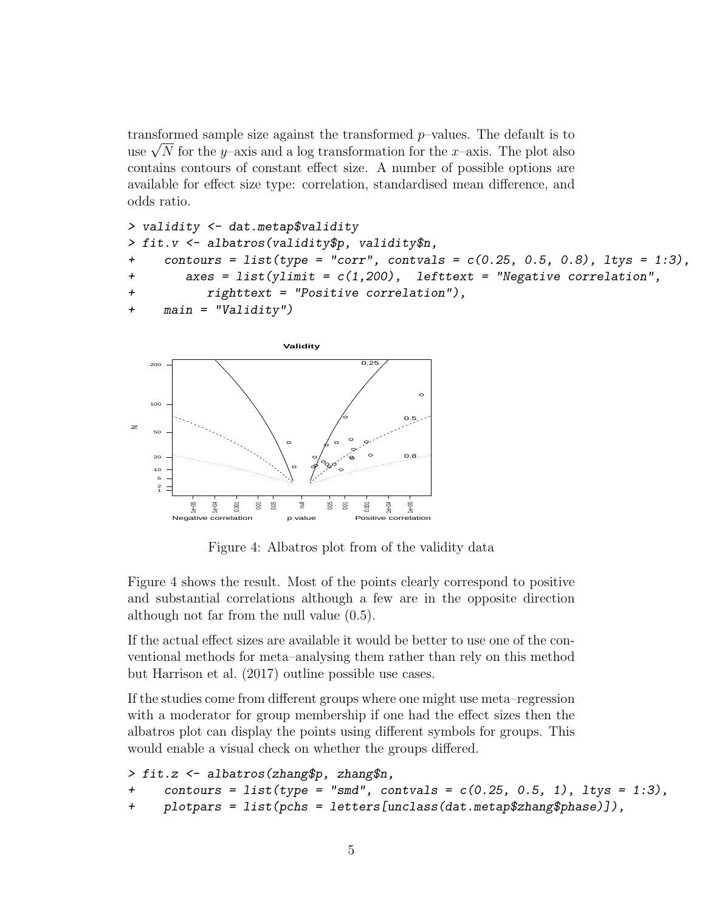transformed sample size against the transformed $p$–values. The default is to use $\sqrt{N}$ for the $y$–axis and a log transformation for the $x$–axis. The plot also contains contours of constant effect size. A number of possible options are available for effect size type: correlation, standardised mean difference, and odds ratio.

```
> validity <- dat.metap$validity
> fit.v <- albatros(validity$p, validity$n,
+    contours = list(type = "corr", contvals = c(0.25, 0.5, 0.8), ltys = 1:3),
+       axes = list(ylimit = c(1,200),  lefttext = "Negative correlation",
+          righttext = "Positive correlation"),
+    main = "Validity")
```

Figure 4: Albatros plot from of the validity data

Figure 4 shows the result. Most of the points clearly correspond to positive and substantial correlations although a few are in the opposite direction although not far from the null value (0.5).

If the actual effect sizes are available it would be better to use one of the conventional methods for meta–analysing them rather than rely on this method but Harrison et al. (2017) outline possible use cases.

If the studies come from different groups where one might use meta–regression with a moderator for group membership if one had the effect sizes then the albatros plot can display the points using different symbols for groups. This would enable a visual check on whether the groups differed.

```
> fit.z <- albatros(zhang$p, zhang$n,
+    contours = list(type = "smd", contvals = c(0.25, 0.5, 1), ltys = 1:3),
+    plotpars = list(pchs = letters[unclass(dat.metap$zhang$phase)]),
```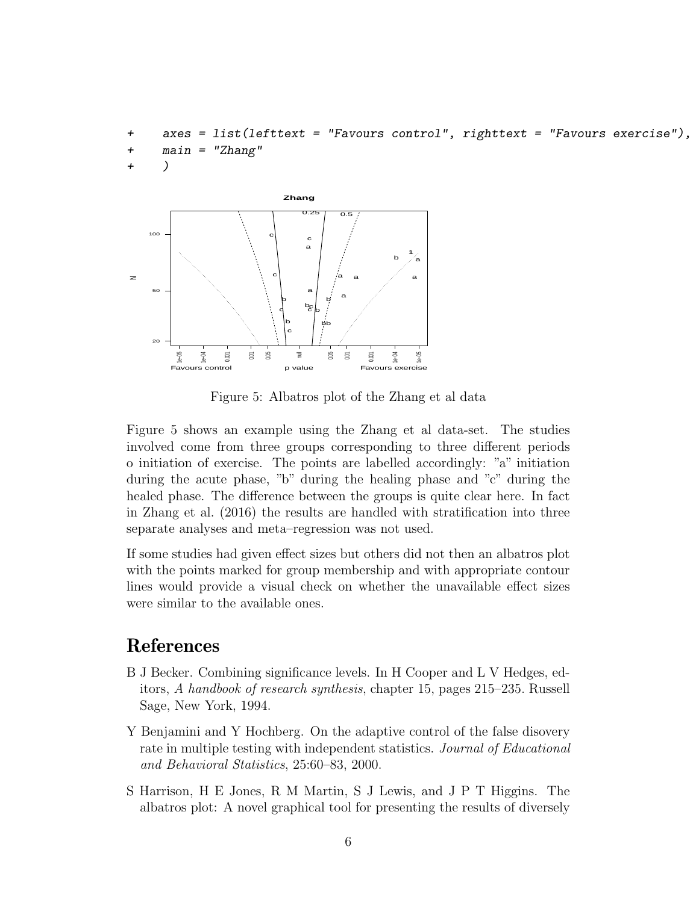```
+     axes = list(lefttext = "Favours control", righttext = "Favours exercise"),
+     main = "Zhang"
+     )
```

Figure 5: Albatros plot of the Zhang et al data

Figure 5 shows an example using the Zhang et al data-set. The studies involved come from three groups corresponding to three different periods o initiation of exercise. The points are labelled accordingly: "a" initiation during the acute phase, "b" during the healing phase and "c" during the healed phase. The difference between the groups is quite clear here. In fact in Zhang et al. (2016) the results are handled with stratification into three separate analyses and meta–regression was not used.

If some studies had given effect sizes but others did not then an albatros plot with the points marked for group membership and with appropriate contour lines would provide a visual check on whether the unavailable effect sizes were similar to the available ones.

# References

B J Becker. Combining significance levels. In H Cooper and L V Hedges, editors, *A handbook of research synthesis*, chapter 15, pages 215–235. Russell Sage, New York, 1994.

Y Benjamini and Y Hochberg. On the adaptive control of the false disovery rate in multiple testing with independent statistics. *Journal of Educational and Behavioral Statistics*, 25:60–83, 2000.

S Harrison, H E Jones, R M Martin, S J Lewis, and J P T Higgins. The albatros plot: A novel graphical tool for presenting the results of diversely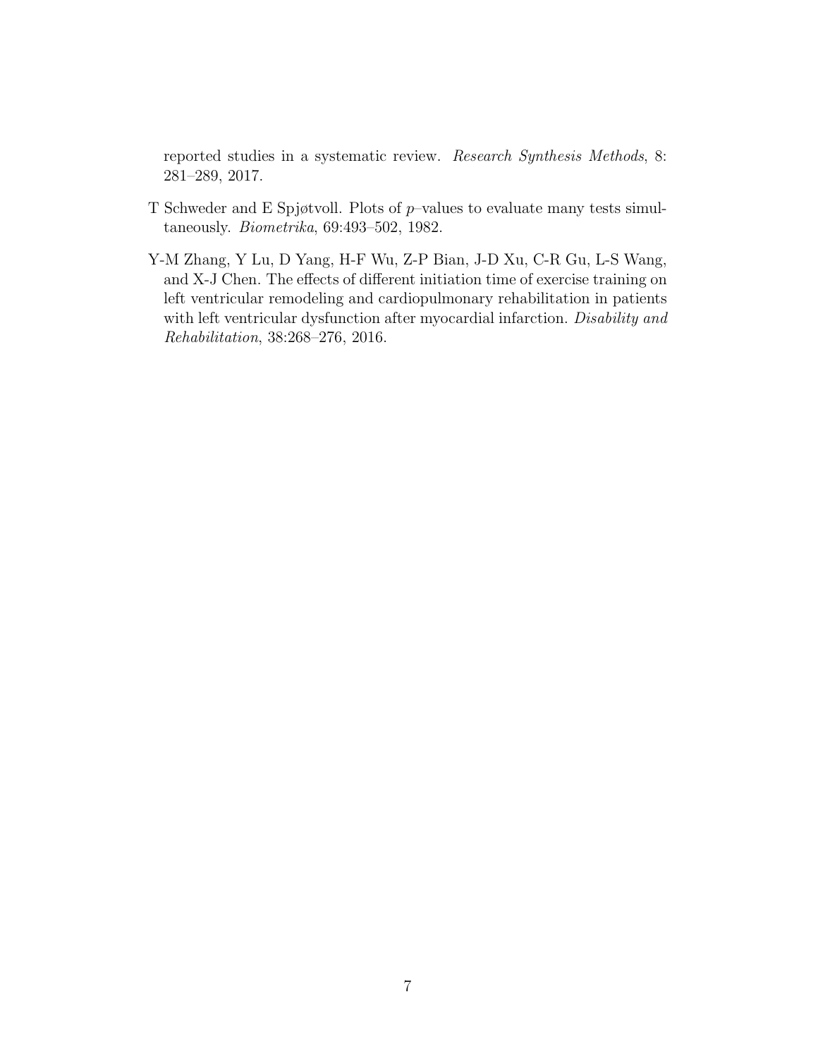reported studies in a systematic review. *Research Synthesis Methods*, 8: 281–289, 2017.

T Schweder and E Spjøtvoll. Plots of $p$–values to evaluate many tests simultaneously. *Biometrika*, 69:493–502, 1982.

Y-M Zhang, Y Lu, D Yang, H-F Wu, Z-P Bian, J-D Xu, C-R Gu, L-S Wang, and X-J Chen. The effects of different initiation time of exercise training on left ventricular remodeling and cardiopulmonary rehabilitation in patients with left ventricular dysfunction after myocardial infarction. *Disability and Rehabilitation*, 38:268–276, 2016.